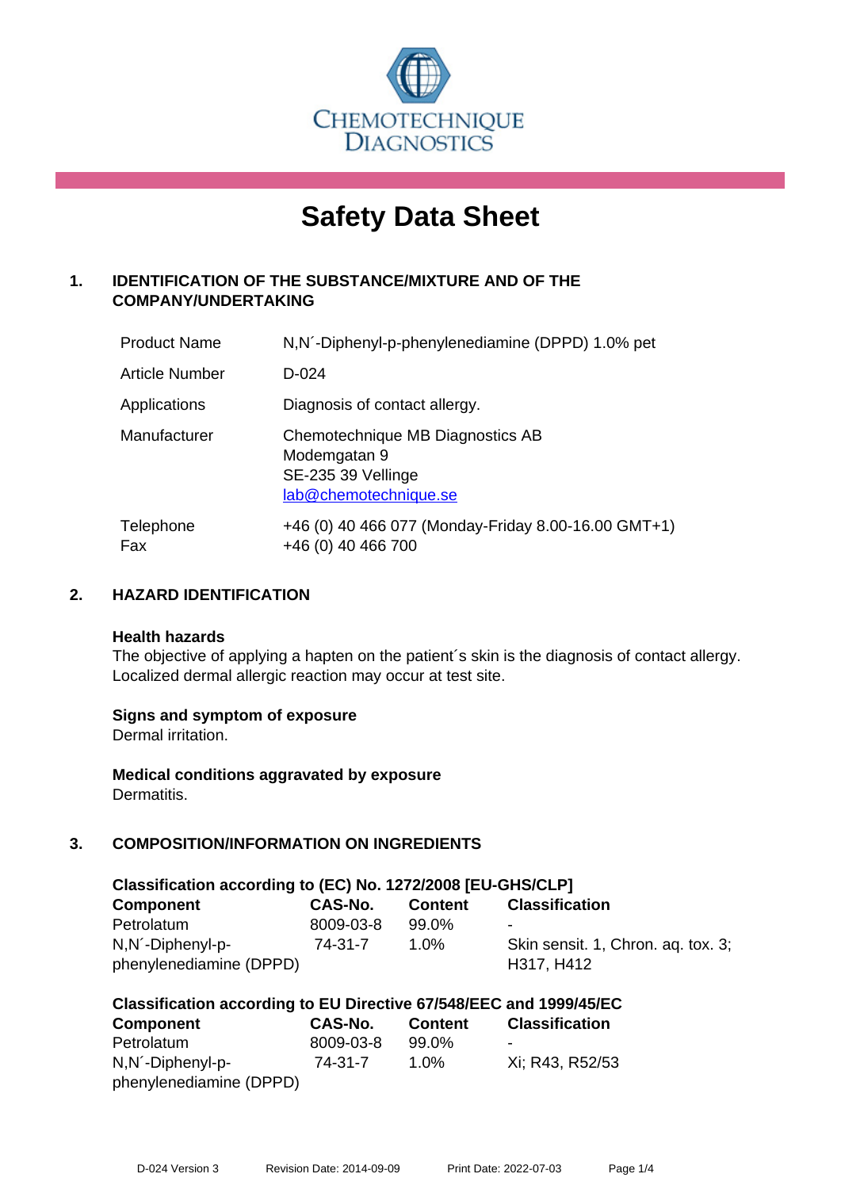CHEMOTECHNIQUE DIAGNOSTICS

# Safety Data Sheet

## 1. IDENTIFICATION OF THE SUBSTANCE/MIXTURE AND OF THE COMPANY/UNDERTAKING

| | |
|---|---|
| Product Name | N,N´-Diphenyl-p-phenylenediamine (DPPD) 1.0% pet |
| Article Number | D-024 |
| Applications | Diagnosis of contact allergy. |
| Manufacturer | Chemotechnique MB Diagnostics AB<br>Modemgatan 9<br>SE-235 39 Vellinge<br>lab@chemotechnique.se |
| Telephone<br>Fax | +46 (0) 40 466 077 (Monday-Friday 8.00-16.00 GMT+1)<br>+46 (0) 40 466 700 |

## 2. HAZARD IDENTIFICATION

**Health hazards**
The objective of applying a hapten on the patient´s skin is the diagnosis of contact allergy. Localized dermal allergic reaction may occur at test site.

**Signs and symptom of exposure**
Dermal irritation.

**Medical conditions aggravated by exposure**
Dermatitis.

## 3. COMPOSITION/INFORMATION ON INGREDIENTS

**Classification according to (EC) No. 1272/2008 [EU-GHS/CLP]**

| Component | CAS-No. | Content | Classification |
|---|---|---|---|
| Petrolatum | 8009-03-8 | 99.0% | - |
| N,N´-Diphenyl-p-phenylenediamine (DPPD) | 74-31-7 | 1.0% | Skin sensit. 1, Chron. aq. tox. 3; H317, H412 |

**Classification according to EU Directive 67/548/EEC and 1999/45/EC**

| Component | CAS-No. | Content | Classification |
|---|---|---|---|
| Petrolatum | 8009-03-8 | 99.0% | - |
| N,N´-Diphenyl-p-phenylenediamine (DPPD) | 74-31-7 | 1.0% | Xi; R43, R52/53 |

D-024 Version 3 Revision Date: 2014-09-09 Print Date: 2022-07-03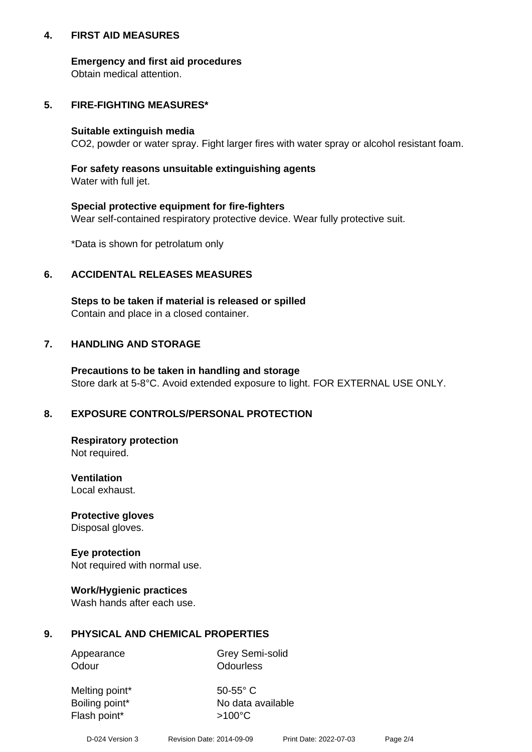## 4. FIRST AID MEASURES

**Emergency and first aid procedures**
Obtain medical attention.

## 5. FIRE-FIGHTING MEASURES*

**Suitable extinguish media**
$CO_2$, powder or water spray. Fight larger fires with water spray or alcohol resistant foam.

**For safety reasons unsuitable extinguishing agents**
Water with full jet.

**Special protective equipment for fire-fighters**
Wear self-contained respiratory protective device. Wear fully protective suit.

*Data is shown for petrolatum only

## 6. ACCIDENTAL RELEASES MEASURES

**Steps to be taken if material is released or spilled**
Contain and place in a closed container.

## 7. HANDLING AND STORAGE

**Precautions to be taken in handling and storage**
Store dark at 5-8°C. Avoid extended exposure to light. FOR EXTERNAL USE ONLY.

## 8. EXPOSURE CONTROLS/PERSONAL PROTECTION

**Respiratory protection**
Not required.

**Ventilation**
Local exhaust.

**Protective gloves**
Disposal gloves.

**Eye protection**
Not required with normal use.

**Work/Hygienic practices**
Wash hands after each use.

## 9. PHYSICAL AND CHEMICAL PROPERTIES

| | |
|---|---|
| Appearance | Grey Semi-solid |
| Odour | Odourless |
| Melting point* | 50-55° C |
| Boiling point* | No data available |
| Flash point* | >100°C |

D-024 Version 3 Revision Date: 2014-09-09 Print Date: 2022-07-03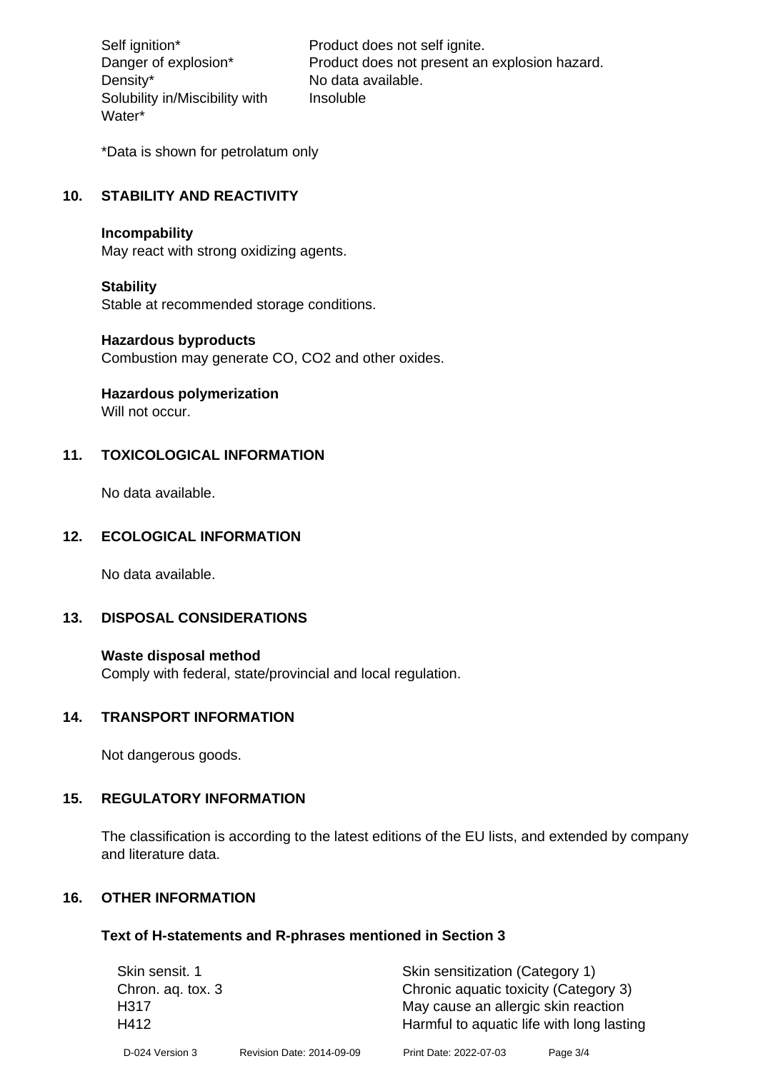| | |
|---|---|
| Self ignition* | Product does not self ignite. |
| Danger of explosion* | Product does not present an explosion hazard. |
| Density* | No data available. |
| Solubility in/Miscibility with Water* | Insoluble |

*Data is shown for petrolatum only

## 10. STABILITY AND REACTIVITY

**Incompability**
May react with strong oxidizing agents.

**Stability**
Stable at recommended storage conditions.

**Hazardous byproducts**
Combustion may generate CO, $CO_2$ and other oxides.

**Hazardous polymerization**
Will not occur.

## 11. TOXICOLOGICAL INFORMATION

No data available.

## 12. ECOLOGICAL INFORMATION

No data available.

## 13. DISPOSAL CONSIDERATIONS

**Waste disposal method**
Comply with federal, state/provincial and local regulation.

## 14. TRANSPORT INFORMATION

Not dangerous goods.

## 15. REGULATORY INFORMATION

The classification is according to the latest editions of the EU lists, and extended by company and literature data.

## 16. OTHER INFORMATION

**Text of H-statements and R-phrases mentioned in Section 3**

| | |
|---|---|
| Skin sensit. 1 | Skin sensitization (Category 1) |
| Chron. aq. tox. 3 | Chronic aquatic toxicity (Category 3) |
| H317 | May cause an allergic skin reaction |
| H412 | Harmful to aquatic life with long lasting |

D-024 Version 3 Revision Date: 2014-09-09 Print Date: 2022-07-03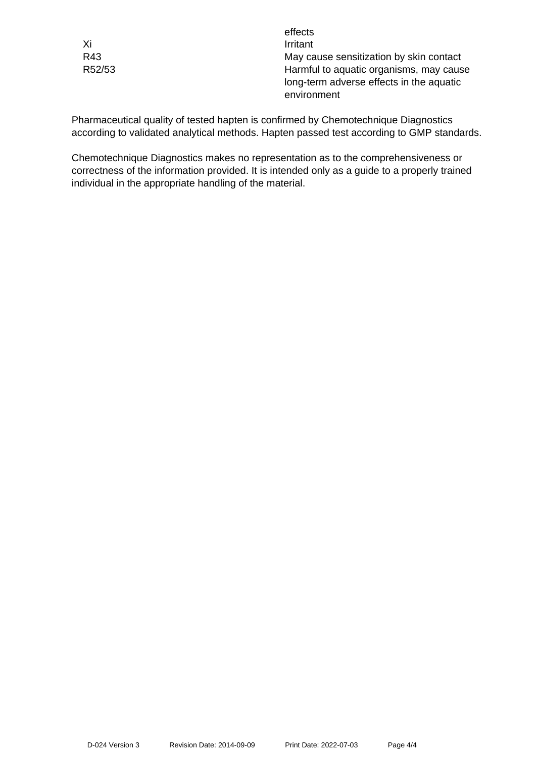| | |
|---|---|
| | effects |
| Xi | Irritant |
| R43 | May cause sensitization by skin contact |
| R52/53 | Harmful to aquatic organisms, may cause long-term adverse effects in the aquatic environment |

Pharmaceutical quality of tested hapten is confirmed by Chemotechnique Diagnostics according to validated analytical methods. Hapten passed test according to GMP standards.

Chemotechnique Diagnostics makes no representation as to the comprehensiveness or correctness of the information provided. It is intended only as a guide to a properly trained individual in the appropriate handling of the material.